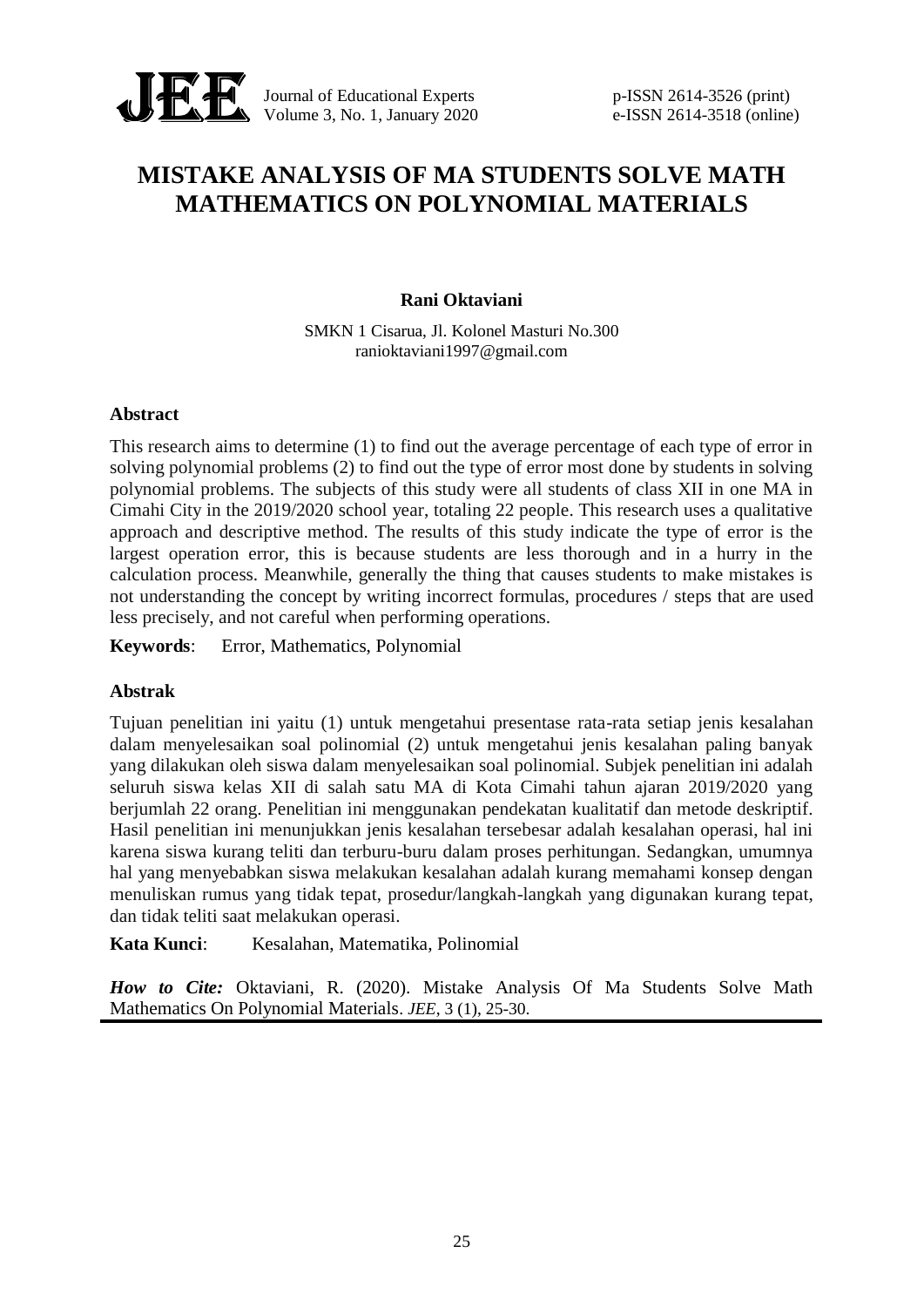# MISTAKE ANALYSIS OF MA STUDENTS SOLVE MATH MATHEMATICS ON POLYNOMIAL MATERIALS

**Rani Oktaviani**

SMKN 1 Cisarua, Jl. Kolonel Masturi No.300
ranioktaviani1997@gmail.com

## Abstract

This research aims to determine (1) to find out the average percentage of each type of error in solving polynomial problems (2) to find out the type of error most done by students in solving polynomial problems. The subjects of this study were all students of class XII in one MA in Cimahi City in the 2019/2020 school year, totaling 22 people. This research uses a qualitative approach and descriptive method. The results of this study indicate the type of error is the largest operation error, this is because students are less thorough and in a hurry in the calculation process. Meanwhile, generally the thing that causes students to make mistakes is not understanding the concept by writing incorrect formulas, procedures / steps that are used less precisely, and not careful when performing operations.

**Keywords**: Error, Mathematics, Polynomial

## Abstrak

Tujuan penelitian ini yaitu (1) untuk mengetahui presentase rata-rata setiap jenis kesalahan dalam menyelesaikan soal polinomial (2) untuk mengetahui jenis kesalahan paling banyak yang dilakukan oleh siswa dalam menyelesaikan soal polinomial. Subjek penelitian ini adalah seluruh siswa kelas XII di salah satu MA di Kota Cimahi tahun ajaran 2019/2020 yang berjumlah 22 orang. Penelitian ini menggunakan pendekatan kualitatif dan metode deskriptif. Hasil penelitian ini menunjukkan jenis kesalahan tersebesar adalah kesalahan operasi, hal ini karena siswa kurang teliti dan terburu-buru dalam proses perhitungan. Sedangkan, umumnya hal yang menyebabkan siswa melakukan kesalahan adalah kurang memahami konsep dengan menuliskan rumus yang tidak tepat, prosedur/langkah-langkah yang digunakan kurang tepat, dan tidak teliti saat melakukan operasi.

**Kata Kunci**: Kesalahan, Matematika, Polinomial

***How to Cite:*** Oktaviani, R. (2020). Mistake Analysis Of Ma Students Solve Math Mathematics On Polynomial Materials. *JEE*, 3 (1), 25-30.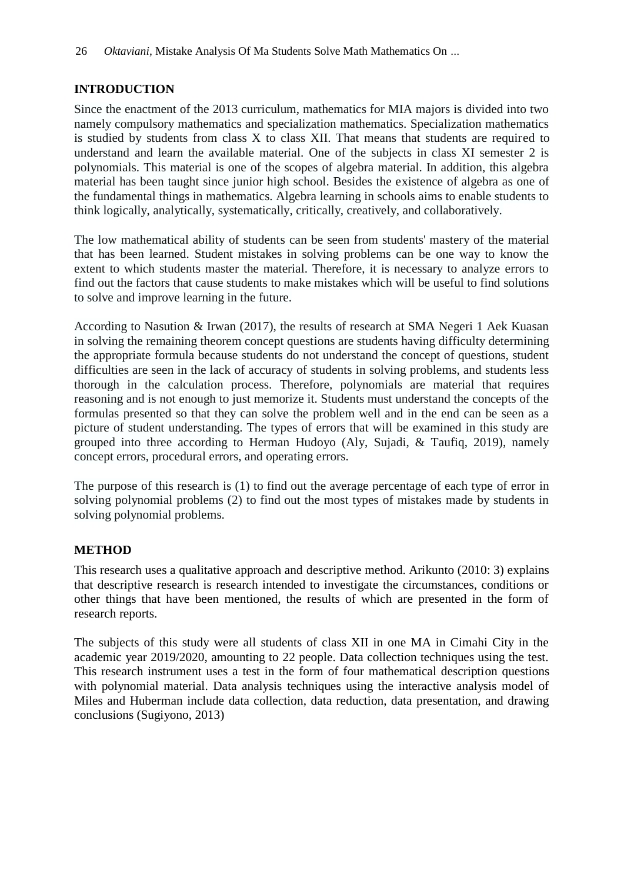## INTRODUCTION

Since the enactment of the 2013 curriculum, mathematics for MIA majors is divided into two namely compulsory mathematics and specialization mathematics. Specialization mathematics is studied by students from class X to class XII. That means that students are required to understand and learn the available material. One of the subjects in class XI semester 2 is polynomials. This material is one of the scopes of algebra material. In addition, this algebra material has been taught since junior high school. Besides the existence of algebra as one of the fundamental things in mathematics. Algebra learning in schools aims to enable students to think logically, analytically, systematically, critically, creatively, and collaboratively.

The low mathematical ability of students can be seen from students' mastery of the material that has been learned. Student mistakes in solving problems can be one way to know the extent to which students master the material. Therefore, it is necessary to analyze errors to find out the factors that cause students to make mistakes which will be useful to find solutions to solve and improve learning in the future.

According to Nasution & Irwan (2017), the results of research at SMA Negeri 1 Aek Kuasan in solving the remaining theorem concept questions are students having difficulty determining the appropriate formula because students do not understand the concept of questions, student difficulties are seen in the lack of accuracy of students in solving problems, and students less thorough in the calculation process. Therefore, polynomials are material that requires reasoning and is not enough to just memorize it. Students must understand the concepts of the formulas presented so that they can solve the problem well and in the end can be seen as a picture of student understanding. The types of errors that will be examined in this study are grouped into three according to Herman Hudoyo (Aly, Sujadi, & Taufiq, 2019), namely concept errors, procedural errors, and operating errors.

The purpose of this research is (1) to find out the average percentage of each type of error in solving polynomial problems (2) to find out the most types of mistakes made by students in solving polynomial problems.

## METHOD

This research uses a qualitative approach and descriptive method. Arikunto (2010: 3) explains that descriptive research is research intended to investigate the circumstances, conditions or other things that have been mentioned, the results of which are presented in the form of research reports.

The subjects of this study were all students of class XII in one MA in Cimahi City in the academic year 2019/2020, amounting to 22 people. Data collection techniques using the test. This research instrument uses a test in the form of four mathematical description questions with polynomial material. Data analysis techniques using the interactive analysis model of Miles and Huberman include data collection, data reduction, data presentation, and drawing conclusions (Sugiyono, 2013)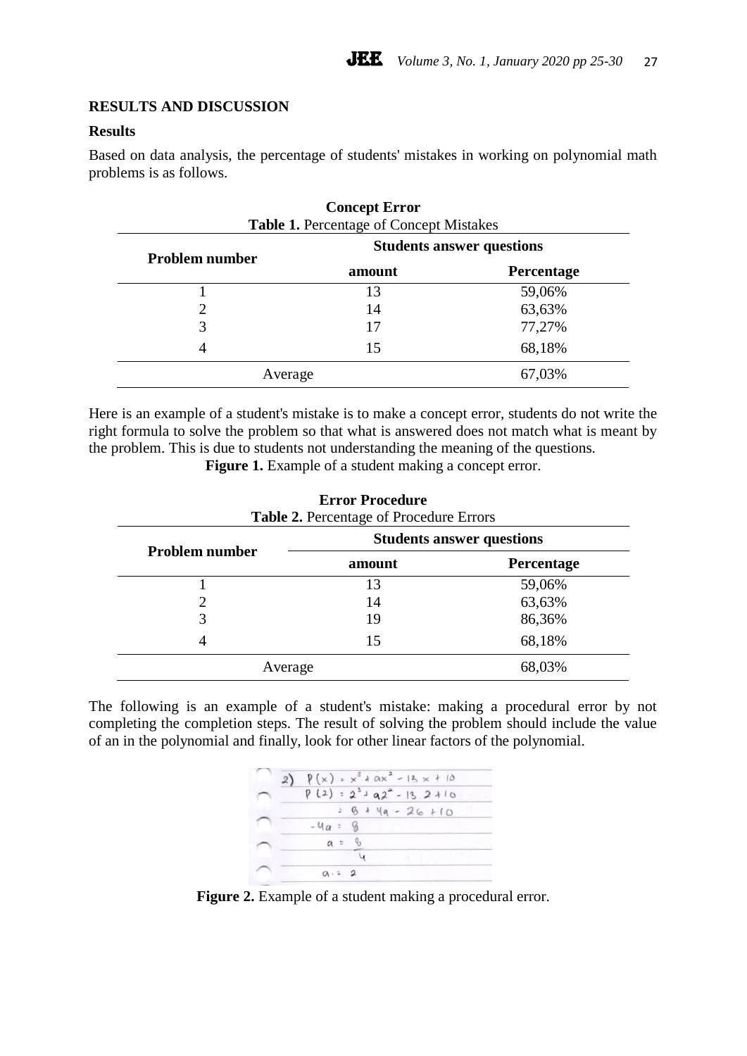## RESULTS AND DISCUSSION

### Results

Based on data analysis, the percentage of students' mistakes in working on polynomial math problems is as follows.

### Concept Error

**Table 1.** Percentage of Concept Mistakes

| Problem number | Students answer questions | |
|---|---|---|
| | amount | Percentage |
| 1 | 13 | 59,06% |
| 2 | 14 | 63,63% |
| 3 | 17 | 77,27% |
| 4 | 15 | 68,18% |
| Average | | 67,03% |

Here is an example of a student's mistake is to make a concept error, students do not write the right formula to solve the problem so that what is answered does not match what is meant by the problem. This is due to students not understanding the meaning of the questions.

**Figure 1.** Example of a student making a concept error.

### Error Procedure

**Table 2.** Percentage of Procedure Errors

| Problem number | Students answer questions | |
|---|---|---|
| | amount | Percentage |
| 1 | 13 | 59,06% |
| 2 | 14 | 63,63% |
| 3 | 19 | 86,36% |
| 4 | 15 | 68,18% |
| Average | | 68,03% |

The following is an example of a student's mistake: making a procedural error by not completing the completion steps. The result of solving the problem should include the value of an in the polynomial and finally, look for other linear factors of the polynomial.

**Figure 2.** Example of a student making a procedural error.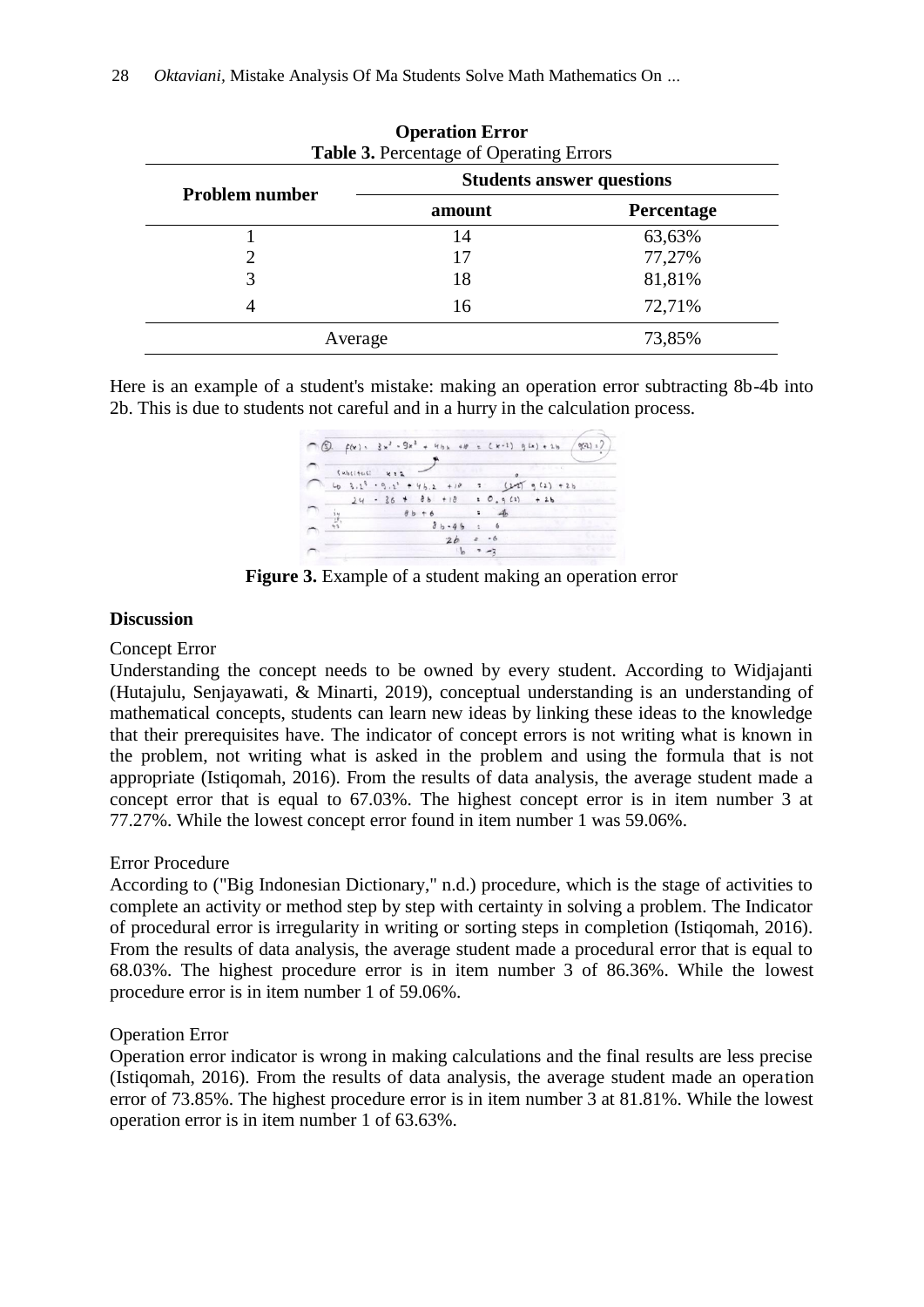**Operation Error**

**Table 3.** Percentage of Operating Errors

| Problem number | Students answer questions | |
|---|---|---|
| | **amount** | **Percentage** |
| 1 | 14 | 63,63% |
| 2 | 17 | 77,27% |
| 3 | 18 | 81,81% |
| 4 | 16 | 72,71% |
| Average | | 73,85% |

Here is an example of a student's mistake: making an operation error subtracting 8b-4b into 2b. This is due to students not careful and in a hurry in the calculation process.

**Figure 3.** Example of a student making an operation error

## Discussion

Concept Error

Understanding the concept needs to be owned by every student. According to Widjajanti (Hutajulu, Senjayawati, & Minarti, 2019), conceptual understanding is an understanding of mathematical concepts, students can learn new ideas by linking these ideas to the knowledge that their prerequisites have. The indicator of concept errors is not writing what is known in the problem, not writing what is asked in the problem and using the formula that is not appropriate (Istiqomah, 2016). From the results of data analysis, the average student made a concept error that is equal to 67.03%. The highest concept error is in item number 3 at 77.27%. While the lowest concept error found in item number 1 was 59.06%.

Error Procedure

According to ("Big Indonesian Dictionary," n.d.) procedure, which is the stage of activities to complete an activity or method step by step with certainty in solving a problem. The Indicator of procedural error is irregularity in writing or sorting steps in completion (Istiqomah, 2016). From the results of data analysis, the average student made a procedural error that is equal to 68.03%. The highest procedure error is in item number 3 of 86.36%. While the lowest procedure error is in item number 1 of 59.06%.

Operation Error

Operation error indicator is wrong in making calculations and the final results are less precise (Istiqomah, 2016). From the results of data analysis, the average student made an operation error of 73.85%. The highest procedure error is in item number 3 at 81.81%. While the lowest operation error is in item number 1 of 63.63%.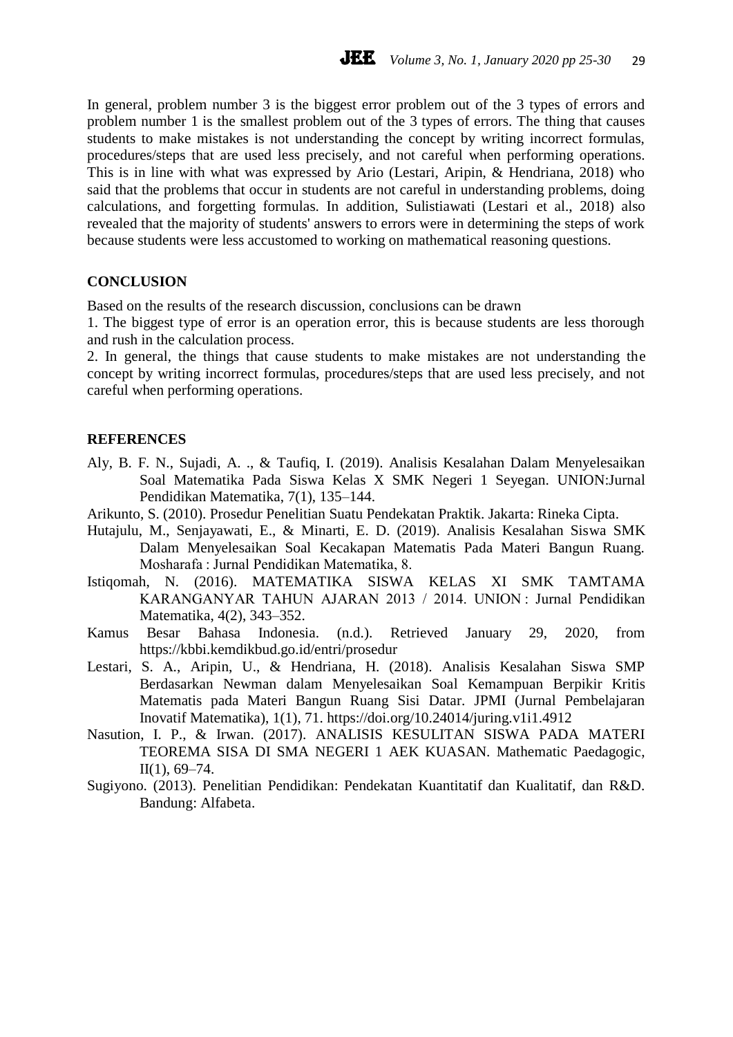In general, problem number 3 is the biggest error problem out of the 3 types of errors and problem number 1 is the smallest problem out of the 3 types of errors. The thing that causes students to make mistakes is not understanding the concept by writing incorrect formulas, procedures/steps that are used less precisely, and not careful when performing operations. This is in line with what was expressed by Ario (Lestari, Aripin, & Hendriana, 2018) who said that the problems that occur in students are not careful in understanding problems, doing calculations, and forgetting formulas. In addition, Sulistiawati (Lestari et al., 2018) also revealed that the majority of students' answers to errors were in determining the steps of work because students were less accustomed to working on mathematical reasoning questions.

## CONCLUSION

Based on the results of the research discussion, conclusions can be drawn

1. The biggest type of error is an operation error, this is because students are less thorough and rush in the calculation process.
2. In general, the things that cause students to make mistakes are not understanding the concept by writing incorrect formulas, procedures/steps that are used less precisely, and not careful when performing operations.

## REFERENCES

Aly, B. F. N., Sujadi, A. ., & Taufiq, I. (2019). Analisis Kesalahan Dalam Menyelesaikan Soal Matematika Pada Siswa Kelas X SMK Negeri 1 Seyegan. UNION:Jurnal Pendidikan Matematika, 7(1), 135–144.

Arikunto, S. (2010). Prosedur Penelitian Suatu Pendekatan Praktik. Jakarta: Rineka Cipta.

Hutajulu, M., Senjayawati, E., & Minarti, E. D. (2019). Analisis Kesalahan Siswa SMK Dalam Menyelesaikan Soal Kecakapan Matematis Pada Materi Bangun Ruang. Mosharafa : Jurnal Pendidikan Matematika, 8.

Istiqomah, N. (2016). MATEMATIKA SISWA KELAS XI SMK TAMTAMA KARANGANYAR TAHUN AJARAN 2013 / 2014. UNION : Jurnal Pendidikan Matematika, 4(2), 343–352.

Kamus Besar Bahasa Indonesia. (n.d.). Retrieved January 29, 2020, from https://kbbi.kemdikbud.go.id/entri/prosedur

Lestari, S. A., Aripin, U., & Hendriana, H. (2018). Analisis Kesalahan Siswa SMP Berdasarkan Newman dalam Menyelesaikan Soal Kemampuan Berpikir Kritis Matematis pada Materi Bangun Ruang Sisi Datar. JPMI (Jurnal Pembelajaran Inovatif Matematika), 1(1), 71. https://doi.org/10.24014/juring.v1i1.4912

Nasution, I. P., & Irwan. (2017). ANALISIS KESULITAN SISWA PADA MATERI TEOREMA SISA DI SMA NEGERI 1 AEK KUASAN. Mathematic Paedagogic, II(1), 69–74.

Sugiyono. (2013). Penelitian Pendidikan: Pendekatan Kuantitatif dan Kualitatif, dan R&D. Bandung: Alfabeta.